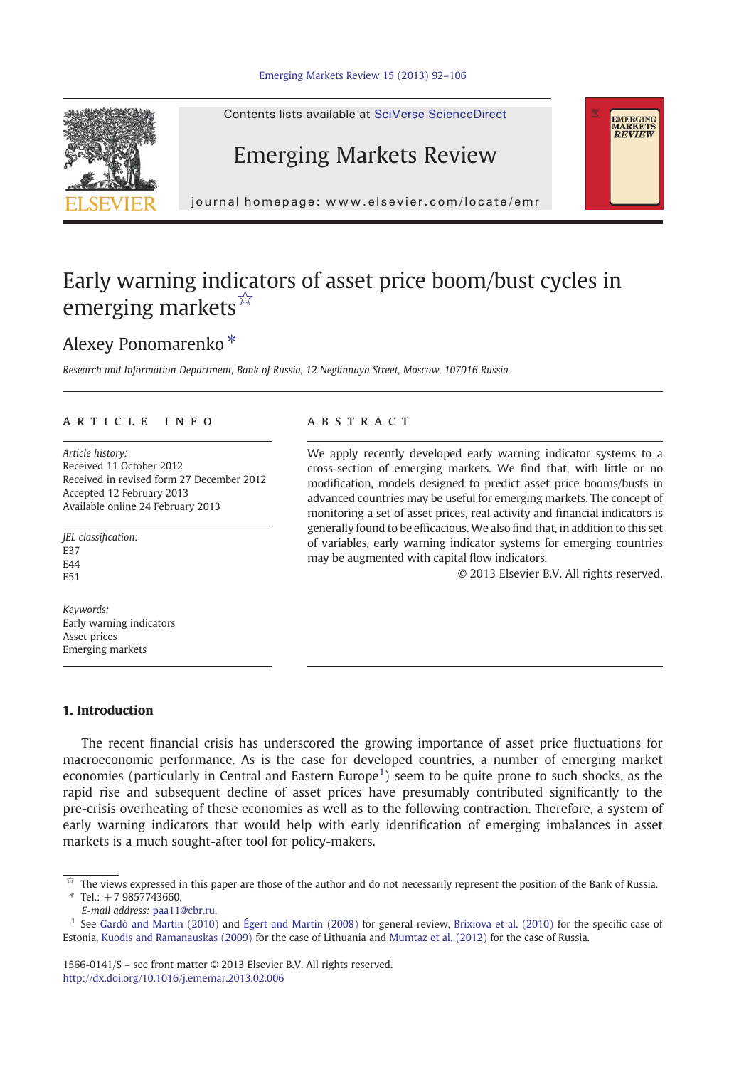# Early warning indicators of asset price boom/bust cycles in emerging markets[☆]

## Alexey Ponomarenko [*]

*Research and Information Department, Bank of Russia, 12 Neglinnaya Street, Moscow, 107016 Russia*

**ARTICLE INFO**

*Article history:*
Received 11 October 2012
Received in revised form 27 December 2012
Accepted 12 February 2013
Available online 24 February 2013

*JEL classification:*
E37
E44
E51

*Keywords:*
Early warning indicators
Asset prices
Emerging markets

**ABSTRACT**

We apply recently developed early warning indicator systems to a cross-section of emerging markets. We find that, with little or no modification, models designed to predict asset price booms/busts in advanced countries may be useful for emerging markets. The concept of monitoring a set of asset prices, real activity and financial indicators is generally found to be efficacious. We also find that, in addition to this set of variables, early warning indicator systems for emerging countries may be augmented with capital flow indicators.

© 2013 Elsevier B.V. All rights reserved.

## 1. Introduction

The recent financial crisis has underscored the growing importance of asset price fluctuations for macroeconomic performance. As is the case for developed countries, a number of emerging market economies (particularly in Central and Eastern Europe[1]) seem to be quite prone to such shocks, as the rapid rise and subsequent decline of asset prices have presumably contributed significantly to the pre-crisis overheating of these economies as well as to the following contraction. Therefore, a system of early warning indicators that would help with early identification of emerging imbalances in asset markets is a much sought-after tool for policy-makers.

---

[☆] The views expressed in this paper are those of the author and do not necessarily represent the position of the Bank of Russia.

[*] Tel.: +7 9857743660.
*E-mail address:* paa11@cbr.ru.

[1] See Gardó and Martin (2010) and Égert and Martin (2008) for general review, Brixiova et al. (2010) for the specific case of Estonia, Kuodis and Ramanauskas (2009) for the case of Lithuania and Mumtaz et al. (2012) for the case of Russia.

1566-0141/$ – see front matter © 2013 Elsevier B.V. All rights reserved.
http://dx.doi.org/10.1016/j.ememar.2013.02.006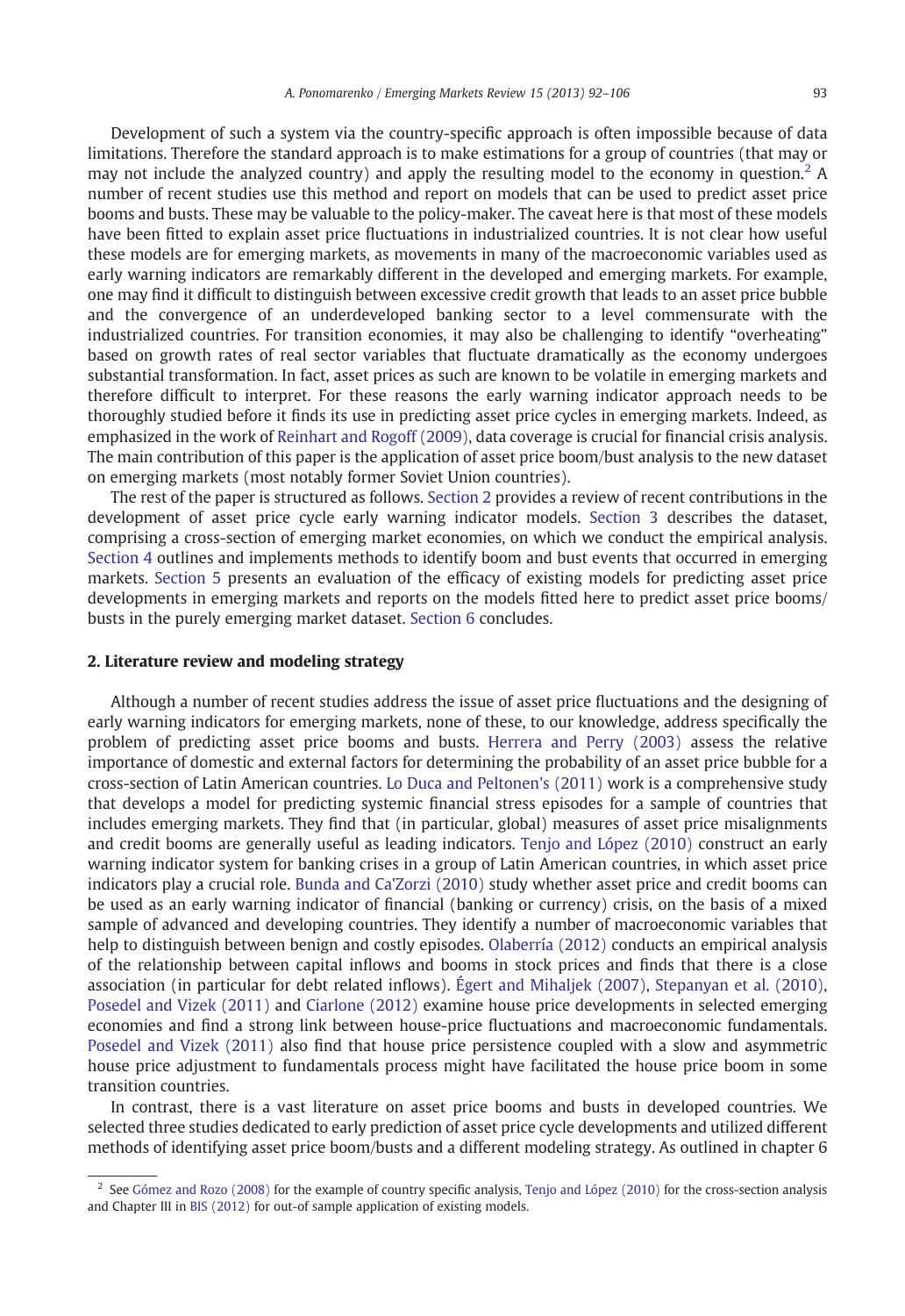Development of such a system via the country-specific approach is often impossible because of data limitations. Therefore the standard approach is to make estimations for a group of countries (that may or may not include the analyzed country) and apply the resulting model to the economy in question.[2] A number of recent studies use this method and report on models that can be used to predict asset price booms and busts. These may be valuable to the policy-maker. The caveat here is that most of these models have been fitted to explain asset price fluctuations in industrialized countries. It is not clear how useful these models are for emerging markets, as movements in many of the macroeconomic variables used as early warning indicators are remarkably different in the developed and emerging markets. For example, one may find it difficult to distinguish between excessive credit growth that leads to an asset price bubble and the convergence of an underdeveloped banking sector to a level commensurate with the industrialized countries. For transition economies, it may also be challenging to identify "overheating" based on growth rates of real sector variables that fluctuate dramatically as the economy undergoes substantial transformation. In fact, asset prices as such are known to be volatile in emerging markets and therefore difficult to interpret. For these reasons the early warning indicator approach needs to be thoroughly studied before it finds its use in predicting asset price cycles in emerging markets. Indeed, as emphasized in the work of Reinhart and Rogoff (2009), data coverage is crucial for financial crisis analysis. The main contribution of this paper is the application of asset price boom/bust analysis to the new dataset on emerging markets (most notably former Soviet Union countries).

The rest of the paper is structured as follows. Section 2 provides a review of recent contributions in the development of asset price cycle early warning indicator models. Section 3 describes the dataset, comprising a cross-section of emerging market economies, on which we conduct the empirical analysis. Section 4 outlines and implements methods to identify boom and bust events that occurred in emerging markets. Section 5 presents an evaluation of the efficacy of existing models for predicting asset price developments in emerging markets and reports on the models fitted here to predict asset price booms/busts in the purely emerging market dataset. Section 6 concludes.

## 2. Literature review and modeling strategy

Although a number of recent studies address the issue of asset price fluctuations and the designing of early warning indicators for emerging markets, none of these, to our knowledge, address specifically the problem of predicting asset price booms and busts. Herrera and Perry (2003) assess the relative importance of domestic and external factors for determining the probability of an asset price bubble for a cross-section of Latin American countries. Lo Duca and Peltonen's (2011) work is a comprehensive study that develops a model for predicting systemic financial stress episodes for a sample of countries that includes emerging markets. They find that (in particular, global) measures of asset price misalignments and credit booms are generally useful as leading indicators. Tenjo and López (2010) construct an early warning indicator system for banking crises in a group of Latin American countries, in which asset price indicators play a crucial role. Bunda and Ca'Zorzi (2010) study whether asset price and credit booms can be used as an early warning indicator of financial (banking or currency) crisis, on the basis of a mixed sample of advanced and developing countries. They identify a number of macroeconomic variables that help to distinguish between benign and costly episodes. Olaberría (2012) conducts an empirical analysis of the relationship between capital inflows and booms in stock prices and finds that there is a close association (in particular for debt related inflows). Égert and Mihaljek (2007), Stepanyan et al. (2010), Posedel and Vizek (2011) and Ciarlone (2012) examine house price developments in selected emerging economies and find a strong link between house-price fluctuations and macroeconomic fundamentals. Posedel and Vizek (2011) also find that house price persistence coupled with a slow and asymmetric house price adjustment to fundamentals process might have facilitated the house price boom in some transition countries.

In contrast, there is a vast literature on asset price booms and busts in developed countries. We selected three studies dedicated to early prediction of asset price cycle developments and utilized different methods of identifying asset price boom/busts and a different modeling strategy. As outlined in chapter 6

[2] See Gómez and Rozo (2008) for the example of country specific analysis, Tenjo and López (2010) for the cross-section analysis and Chapter III in BIS (2012) for out-of sample application of existing models.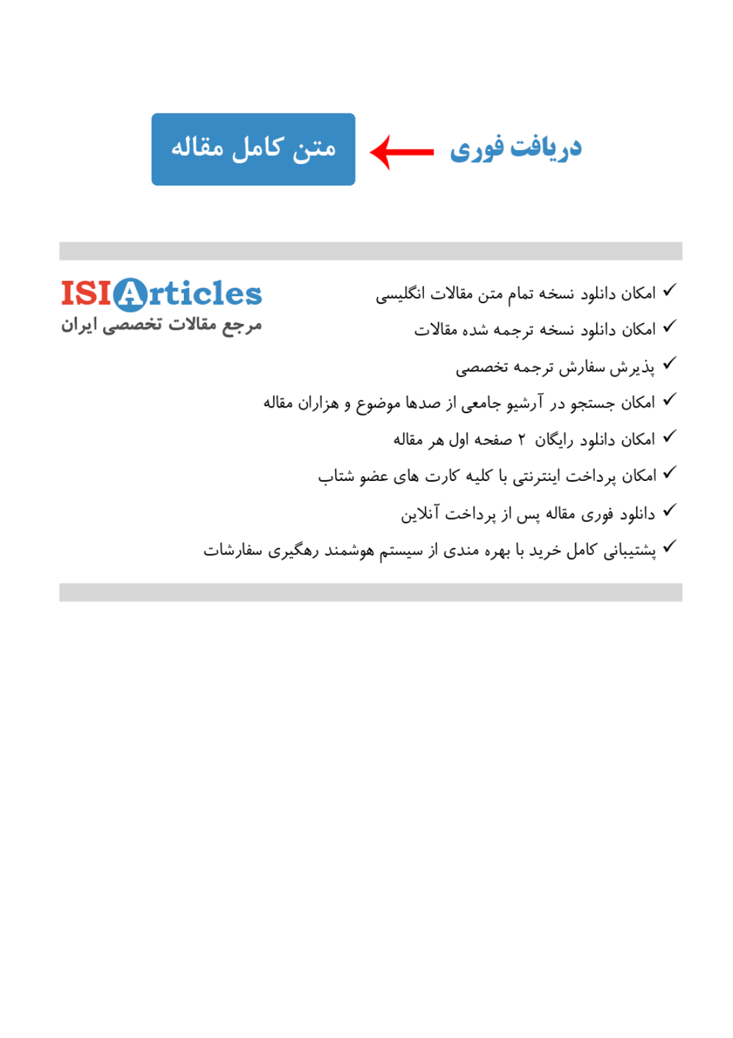دریافت فوری ← متن کامل مقاله

**ISIArticles**
مرجع مقالات تخصصی ایران

- ✓ امکان دانلود نسخه تمام متن مقالات انگلیسی
- ✓ امکان دانلود نسخه ترجمه شده مقالات
- ✓ پذیرش سفارش ترجمه تخصصی
- ✓ امکان جستجو در آرشیو جامعی از صدها موضوع و هزاران مقاله
- ✓ امکان دانلود رایگان ۲ صفحه اول هر مقاله
- ✓ امکان پرداخت اینترنتی با کلیه کارت های عضو شتاب
- ✓ دانلود فوری مقاله پس از پرداخت آنلاین
- ✓ پشتیبانی کامل خرید با بهره مندی از سیستم هوشمند رهگیری سفارشات